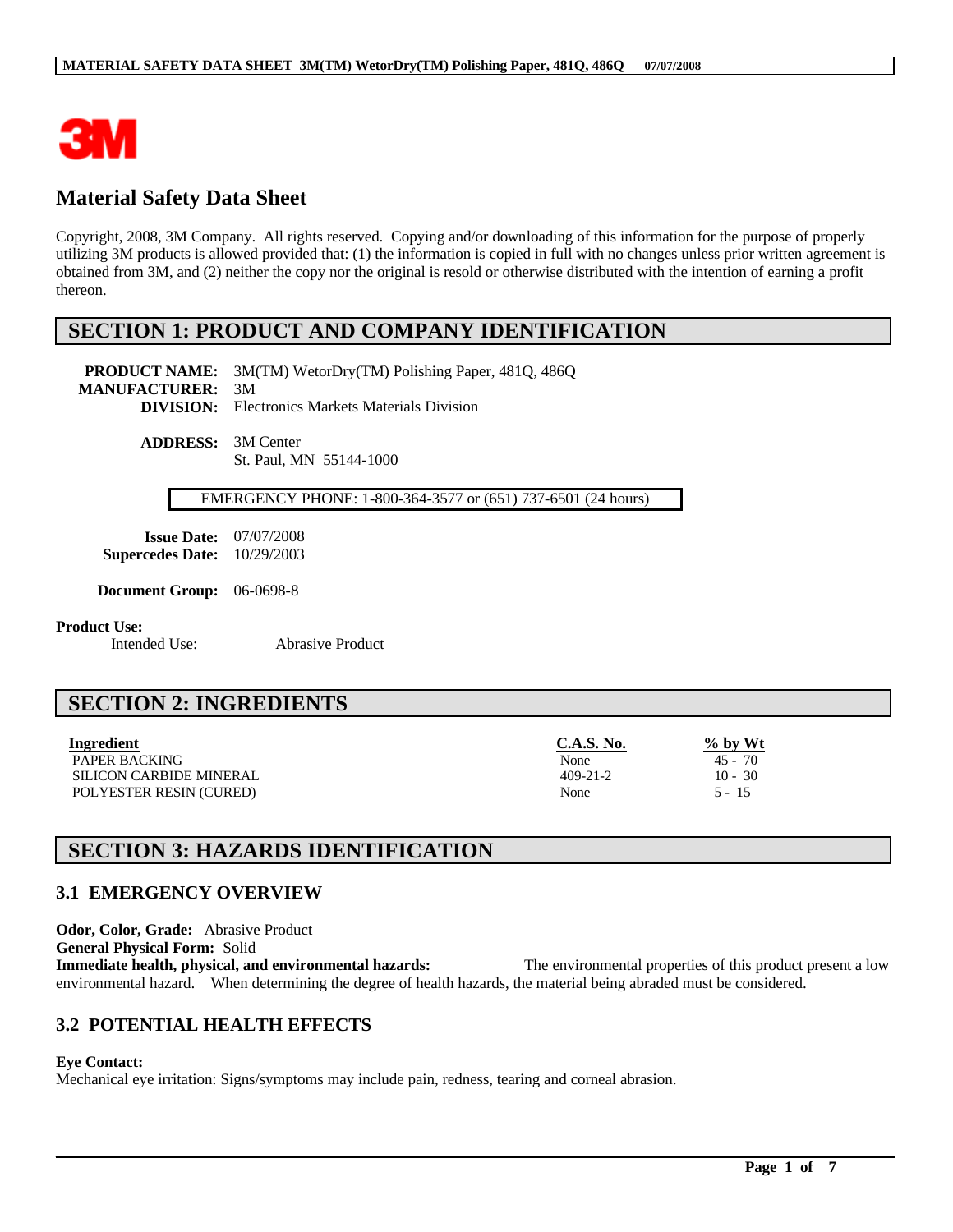# Material Safety Data Sheet

Copyright, 2008, 3M Company. All rights reserved. Copying and/or downloading of this information for the purpose of properly utilizing 3M products is allowed provided that: (1) the information is copied in full with no changes unless prior written agreement is obtained from 3M, and (2) neither the copy nor the original is resold or otherwise distributed with the intention of earning a profit thereon.

## SECTION 1: PRODUCT AND COMPANY IDENTIFICATION

**PRODUCT NAME:** 3M(TM) WetorDry(TM) Polishing Paper, 481Q, 486Q
**MANUFACTURER:** 3M
**DIVISION:** Electronics Markets Materials Division

**ADDRESS:** 3M Center
St. Paul, MN 55144-1000

EMERGENCY PHONE: 1-800-364-3577 or (651) 737-6501 (24 hours)

**Issue Date:** 07/07/2008
**Supercedes Date:** 10/29/2003

**Document Group:** 06-0698-8

**Product Use:**
Intended Use: Abrasive Product

## SECTION 2: INGREDIENTS

| Ingredient | C.A.S. No. | % by Wt |
|---|---|---|
| PAPER BACKING | None | 45 - 70 |
| SILICON CARBIDE MINERAL | 409-21-2 | 10 - 30 |
| POLYESTER RESIN (CURED) | None | 5 - 15 |

## SECTION 3: HAZARDS IDENTIFICATION

### 3.1 EMERGENCY OVERVIEW

**Odor, Color, Grade:** Abrasive Product
**General Physical Form:** Solid
**Immediate health, physical, and environmental hazards:** The environmental properties of this product present a low environmental hazard. When determining the degree of health hazards, the material being abraded must be considered.

### 3.2 POTENTIAL HEALTH EFFECTS

**Eye Contact:**
Mechanical eye irritation: Signs/symptoms may include pain, redness, tearing and corneal abrasion.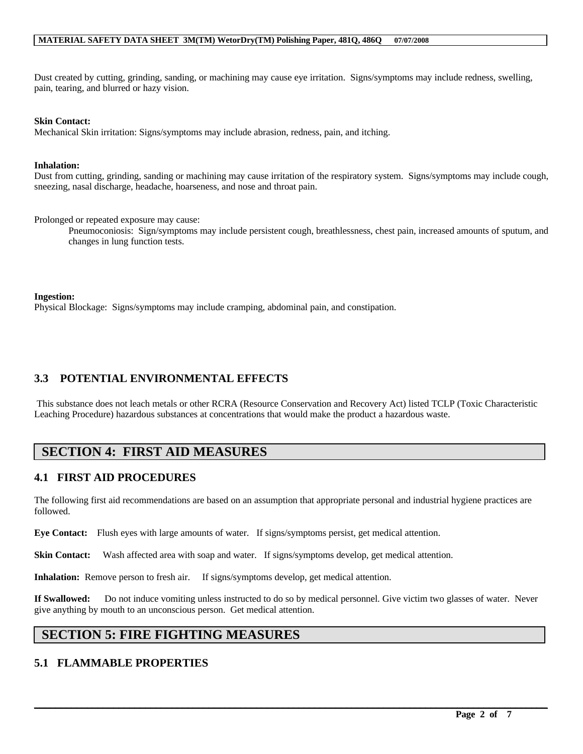Dust created by cutting, grinding, sanding, or machining may cause eye irritation. Signs/symptoms may include redness, swelling, pain, tearing, and blurred or hazy vision.

**Skin Contact:**
Mechanical Skin irritation: Signs/symptoms may include abrasion, redness, pain, and itching.

**Inhalation:**
Dust from cutting, grinding, sanding or machining may cause irritation of the respiratory system. Signs/symptoms may include cough, sneezing, nasal discharge, headache, hoarseness, and nose and throat pain.

Prolonged or repeated exposure may cause:

Pneumoconiosis: Sign/symptoms may include persistent cough, breathlessness, chest pain, increased amounts of sputum, and changes in lung function tests.

**Ingestion:**
Physical Blockage: Signs/symptoms may include cramping, abdominal pain, and constipation.

## 3.3 POTENTIAL ENVIRONMENTAL EFFECTS

This substance does not leach metals or other RCRA (Resource Conservation and Recovery Act) listed TCLP (Toxic Characteristic Leaching Procedure) hazardous substances at concentrations that would make the product a hazardous waste.

# SECTION 4: FIRST AID MEASURES

## 4.1 FIRST AID PROCEDURES

The following first aid recommendations are based on an assumption that appropriate personal and industrial hygiene practices are followed.

**Eye Contact:** Flush eyes with large amounts of water. If signs/symptoms persist, get medical attention.

**Skin Contact:** Wash affected area with soap and water. If signs/symptoms develop, get medical attention.

**Inhalation:** Remove person to fresh air. If signs/symptoms develop, get medical attention.

**If Swallowed:** Do not induce vomiting unless instructed to do so by medical personnel. Give victim two glasses of water. Never give anything by mouth to an unconscious person. Get medical attention.

# SECTION 5: FIRE FIGHTING MEASURES

## 5.1 FLAMMABLE PROPERTIES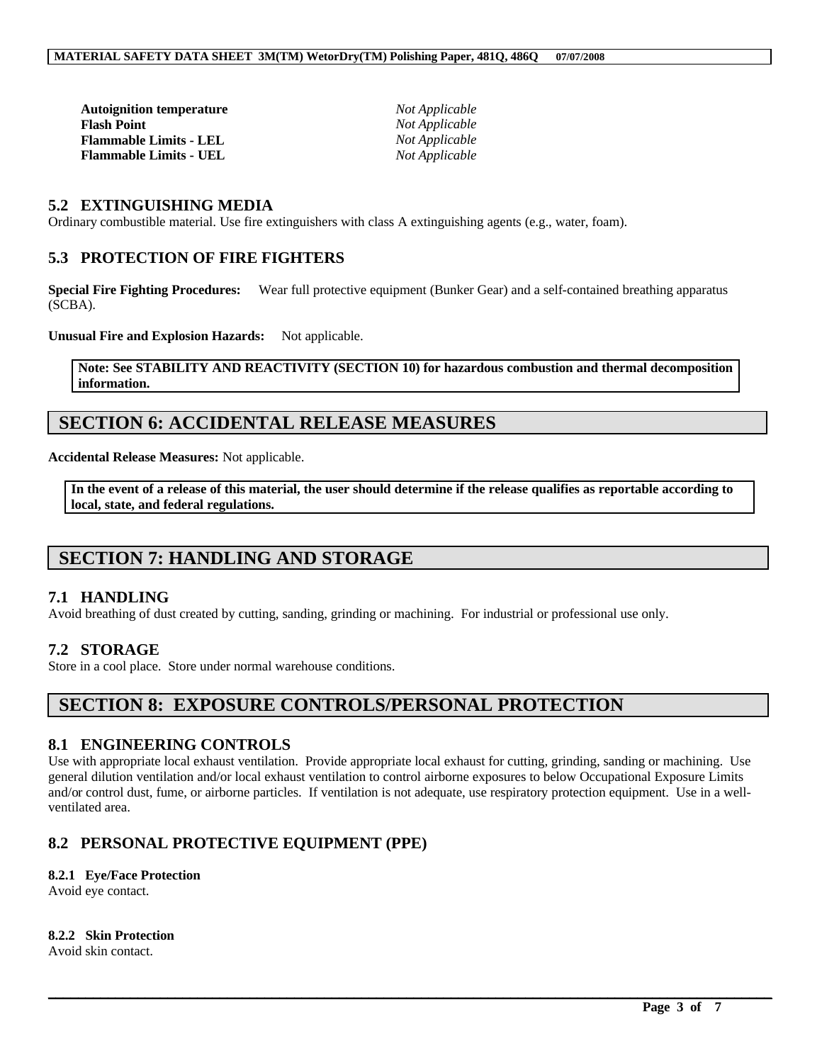| | |
|---|---|
| **Autoignition temperature** | *Not Applicable* |
| **Flash Point** | *Not Applicable* |
| **Flammable Limits - LEL** | *Not Applicable* |
| **Flammable Limits - UEL** | *Not Applicable* |

### 5.2 EXTINGUISHING MEDIA

Ordinary combustible material. Use fire extinguishers with class A extinguishing agents (e.g., water, foam).

### 5.3 PROTECTION OF FIRE FIGHTERS

**Special Fire Fighting Procedures:** Wear full protective equipment (Bunker Gear) and a self-contained breathing apparatus (SCBA).

**Unusual Fire and Explosion Hazards:** Not applicable.

**Note: See STABILITY AND REACTIVITY (SECTION 10) for hazardous combustion and thermal decomposition information.**

## SECTION 6: ACCIDENTAL RELEASE MEASURES

**Accidental Release Measures:** Not applicable.

**In the event of a release of this material, the user should determine if the release qualifies as reportable according to local, state, and federal regulations.**

## SECTION 7: HANDLING AND STORAGE

### 7.1 HANDLING

Avoid breathing of dust created by cutting, sanding, grinding or machining. For industrial or professional use only.

### 7.2 STORAGE

Store in a cool place. Store under normal warehouse conditions.

## SECTION 8: EXPOSURE CONTROLS/PERSONAL PROTECTION

### 8.1 ENGINEERING CONTROLS

Use with appropriate local exhaust ventilation. Provide appropriate local exhaust for cutting, grinding, sanding or machining. Use general dilution ventilation and/or local exhaust ventilation to control airborne exposures to below Occupational Exposure Limits and/or control dust, fume, or airborne particles. If ventilation is not adequate, use respiratory protection equipment. Use in a well-ventilated area.

### 8.2 PERSONAL PROTECTIVE EQUIPMENT (PPE)

#### 8.2.1 Eye/Face Protection

Avoid eye contact.

#### 8.2.2 Skin Protection

Avoid skin contact.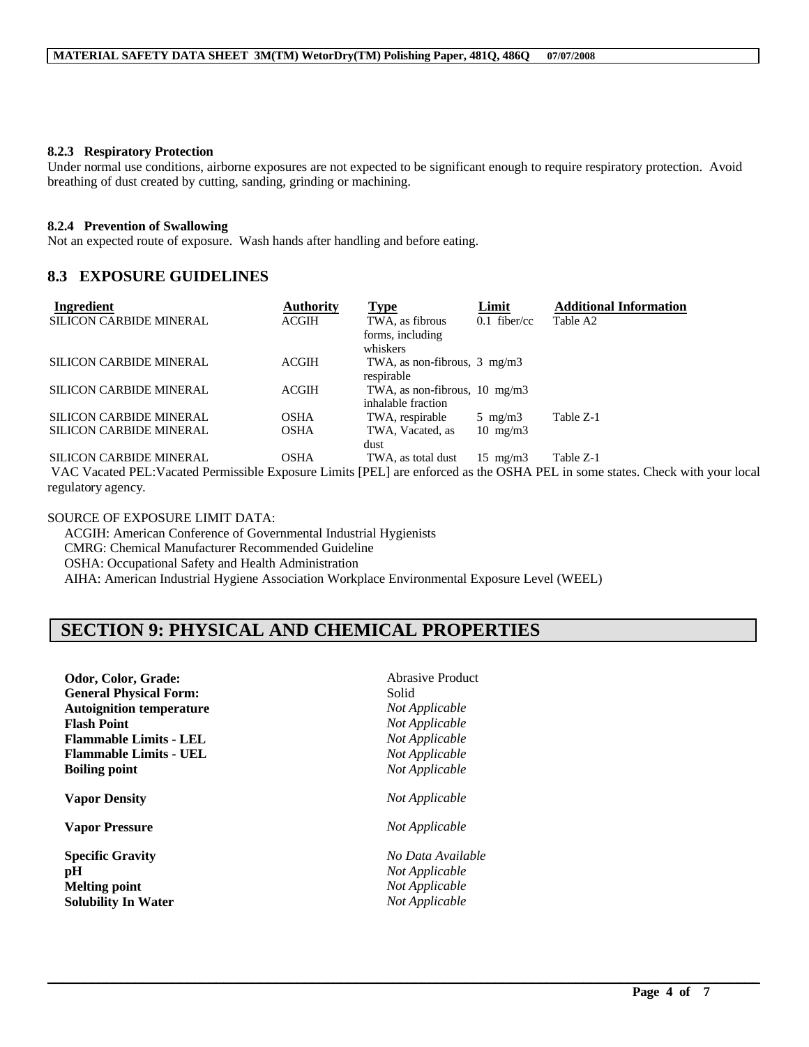#### 8.2.3 Respiratory Protection

Under normal use conditions, airborne exposures are not expected to be significant enough to require respiratory protection. Avoid breathing of dust created by cutting, sanding, grinding or machining.

#### 8.2.4 Prevention of Swallowing

Not an expected route of exposure. Wash hands after handling and before eating.

## 8.3 EXPOSURE GUIDELINES

| Ingredient | Authority | Type | Limit | Additional Information |
|---|---|---|---|---|
| SILICON CARBIDE MINERAL | ACGIH | TWA, as fibrous forms, including whiskers | 0.1 fiber/cc | Table A2 |
| SILICON CARBIDE MINERAL | ACGIH | TWA, as non-fibrous, respirable | 3 mg/m3 | |
| SILICON CARBIDE MINERAL | ACGIH | TWA, as non-fibrous, inhalable fraction | 10 mg/m3 | |
| SILICON CARBIDE MINERAL | OSHA | TWA, respirable | 5 mg/m3 | Table Z-1 |
| SILICON CARBIDE MINERAL | OSHA | TWA, Vacated, as dust | 10 mg/m3 | |
| SILICON CARBIDE MINERAL | OSHA | TWA, as total dust | 15 mg/m3 | Table Z-1 |

VAC Vacated PEL:Vacated Permissible Exposure Limits [PEL] are enforced as the OSHA PEL in some states. Check with your local regulatory agency.

SOURCE OF EXPOSURE LIMIT DATA:

ACGIH: American Conference of Governmental Industrial Hygienists
CMRG: Chemical Manufacturer Recommended Guideline
OSHA: Occupational Safety and Health Administration
AIHA: American Industrial Hygiene Association Workplace Environmental Exposure Level (WEEL)

# SECTION 9: PHYSICAL AND CHEMICAL PROPERTIES

| | |
|---|---|
| **Odor, Color, Grade:** | Abrasive Product |
| **General Physical Form:** | Solid |
| **Autoignition temperature** | *Not Applicable* |
| **Flash Point** | *Not Applicable* |
| **Flammable Limits - LEL** | *Not Applicable* |
| **Flammable Limits - UEL** | *Not Applicable* |
| **Boiling point** | *Not Applicable* |
| **Vapor Density** | *Not Applicable* |
| **Vapor Pressure** | *Not Applicable* |
| **Specific Gravity** | *No Data Available* |
| **pH** | *Not Applicable* |
| **Melting point** | *Not Applicable* |
| **Solubility In Water** | *Not Applicable* |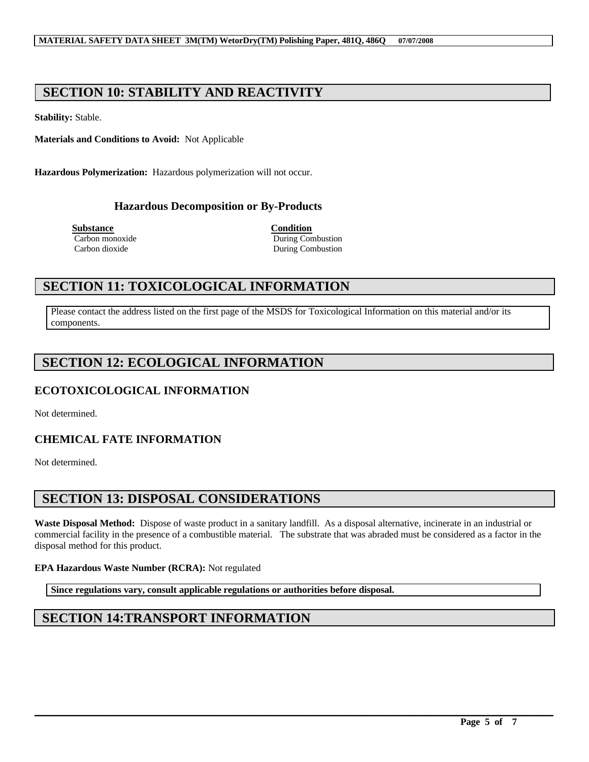## SECTION 10: STABILITY AND REACTIVITY

**Stability:** Stable.

**Materials and Conditions to Avoid:** Not Applicable

**Hazardous Polymerization:** Hazardous polymerization will not occur.

### Hazardous Decomposition or By-Products

| Substance | Condition |
|---|---|
| Carbon monoxide | During Combustion |
| Carbon dioxide | During Combustion |

## SECTION 11: TOXICOLOGICAL INFORMATION

Please contact the address listed on the first page of the MSDS for Toxicological Information on this material and/or its components.

## SECTION 12: ECOLOGICAL INFORMATION

### ECOTOXICOLOGICAL INFORMATION

Not determined.

### CHEMICAL FATE INFORMATION

Not determined.

## SECTION 13: DISPOSAL CONSIDERATIONS

**Waste Disposal Method:** Dispose of waste product in a sanitary landfill. As a disposal alternative, incinerate in an industrial or commercial facility in the presence of a combustible material. The substrate that was abraded must be considered as a factor in the disposal method for this product.

**EPA Hazardous Waste Number (RCRA):** Not regulated

**Since regulations vary, consult applicable regulations or authorities before disposal.**

## SECTION 14:TRANSPORT INFORMATION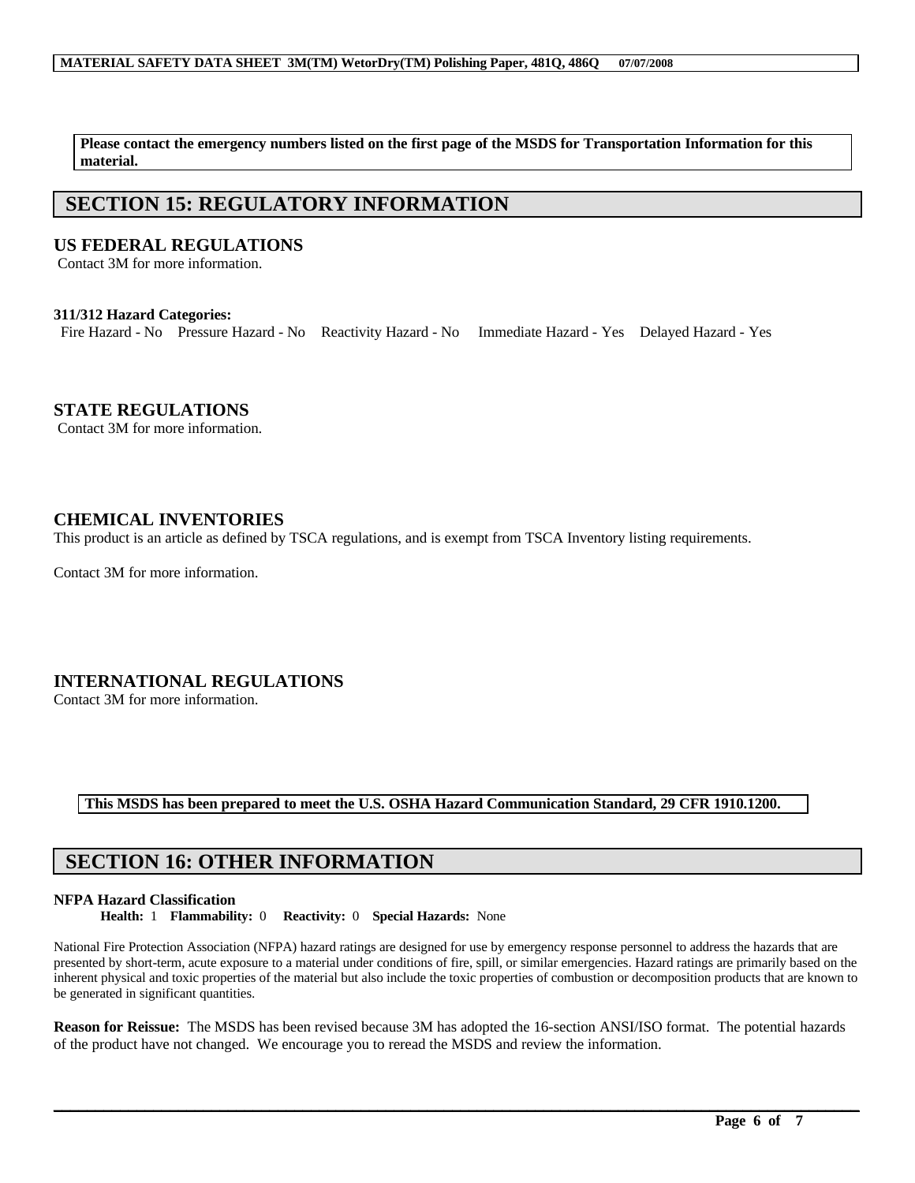**Please contact the emergency numbers listed on the first page of the MSDS for Transportation Information for this material.**

## SECTION 15: REGULATORY INFORMATION

### US FEDERAL REGULATIONS

Contact 3M for more information.

**311/312 Hazard Categories:**

Fire Hazard - No Pressure Hazard - No Reactivity Hazard - No Immediate Hazard - Yes Delayed Hazard - Yes

### STATE REGULATIONS

Contact 3M for more information.

### CHEMICAL INVENTORIES

This product is an article as defined by TSCA regulations, and is exempt from TSCA Inventory listing requirements.

Contact 3M for more information.

### INTERNATIONAL REGULATIONS

Contact 3M for more information.

**This MSDS has been prepared to meet the U.S. OSHA Hazard Communication Standard, 29 CFR 1910.1200.**

## SECTION 16: OTHER INFORMATION

**NFPA Hazard Classification**

**Health:** 1 **Flammability:** 0 **Reactivity:** 0 **Special Hazards:** None

National Fire Protection Association (NFPA) hazard ratings are designed for use by emergency response personnel to address the hazards that are presented by short-term, acute exposure to a material under conditions of fire, spill, or similar emergencies. Hazard ratings are primarily based on the inherent physical and toxic properties of the material but also include the toxic properties of combustion or decomposition products that are known to be generated in significant quantities.

**Reason for Reissue:** The MSDS has been revised because 3M has adopted the 16-section ANSI/ISO format. The potential hazards of the product have not changed. We encourage you to reread the MSDS and review the information.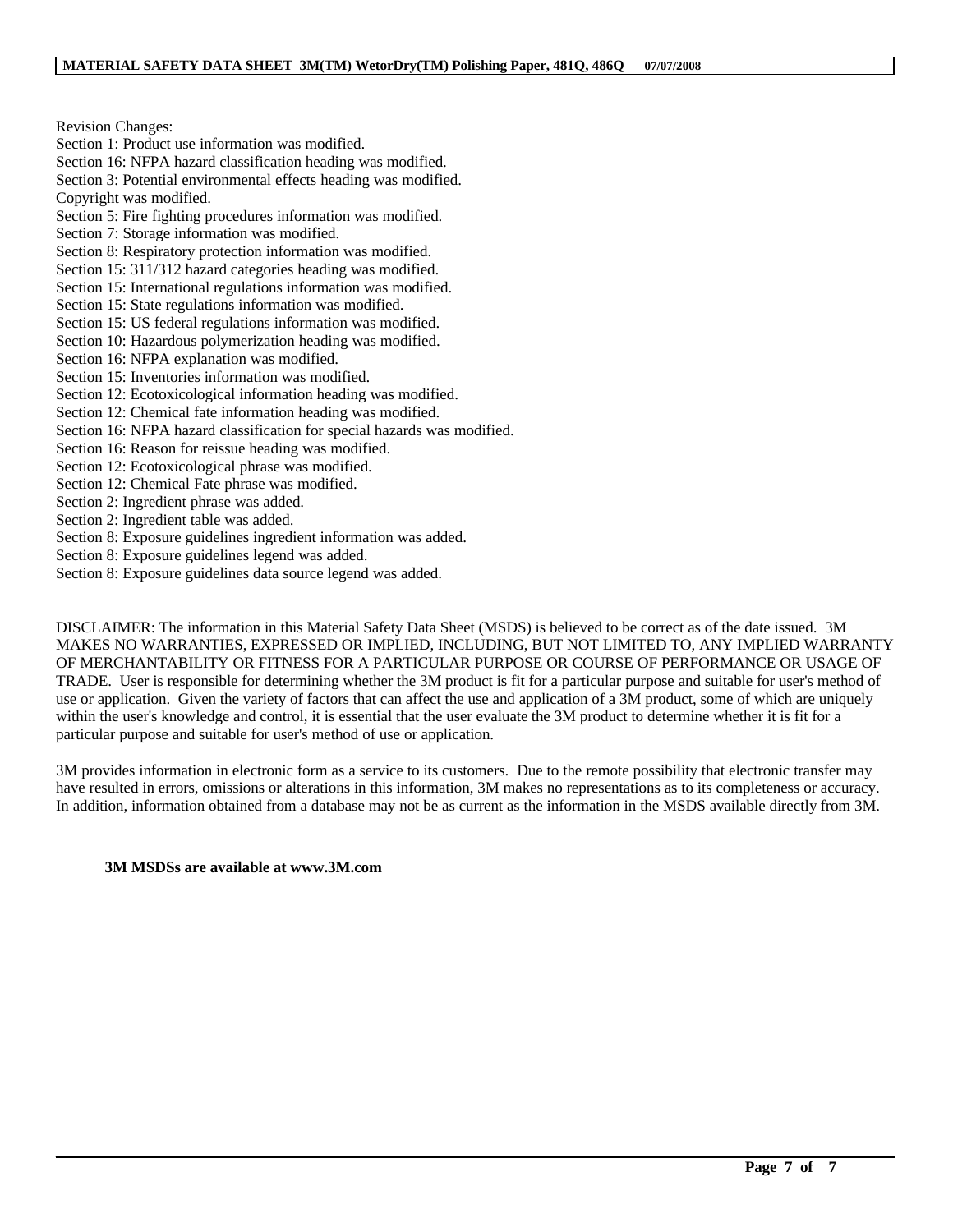Revision Changes:
Section 1: Product use information was modified.
Section 16: NFPA hazard classification heading was modified.
Section 3: Potential environmental effects heading was modified.
Copyright was modified.
Section 5: Fire fighting procedures information was modified.
Section 7: Storage information was modified.
Section 8: Respiratory protection information was modified.
Section 15: 311/312 hazard categories heading was modified.
Section 15: International regulations information was modified.
Section 15: State regulations information was modified.
Section 15: US federal regulations information was modified.
Section 10: Hazardous polymerization heading was modified.
Section 16: NFPA explanation was modified.
Section 15: Inventories information was modified.
Section 12: Ecotoxicological information heading was modified.
Section 12: Chemical fate information heading was modified.
Section 16: NFPA hazard classification for special hazards was modified.
Section 16: Reason for reissue heading was modified.
Section 12: Ecotoxicological phrase was modified.
Section 12: Chemical Fate phrase was modified.
Section 2: Ingredient phrase was added.
Section 2: Ingredient table was added.
Section 8: Exposure guidelines ingredient information was added.
Section 8: Exposure guidelines legend was added.
Section 8: Exposure guidelines data source legend was added.

DISCLAIMER: The information in this Material Safety Data Sheet (MSDS) is believed to be correct as of the date issued. 3M MAKES NO WARRANTIES, EXPRESSED OR IMPLIED, INCLUDING, BUT NOT LIMITED TO, ANY IMPLIED WARRANTY OF MERCHANTABILITY OR FITNESS FOR A PARTICULAR PURPOSE OR COURSE OF PERFORMANCE OR USAGE OF TRADE. User is responsible for determining whether the 3M product is fit for a particular purpose and suitable for user's method of use or application. Given the variety of factors that can affect the use and application of a 3M product, some of which are uniquely within the user's knowledge and control, it is essential that the user evaluate the 3M product to determine whether it is fit for a particular purpose and suitable for user's method of use or application.

3M provides information in electronic form as a service to its customers. Due to the remote possibility that electronic transfer may have resulted in errors, omissions or alterations in this information, 3M makes no representations as to its completeness or accuracy. In addition, information obtained from a database may not be as current as the information in the MSDS available directly from 3M.

**3M MSDSs are available at www.3M.com**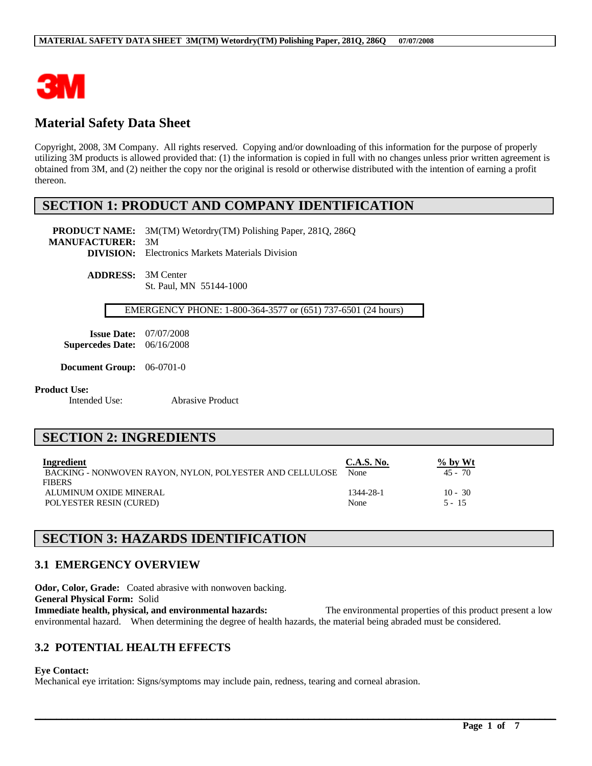# Material Safety Data Sheet

Copyright, 2008, 3M Company. All rights reserved. Copying and/or downloading of this information for the purpose of properly utilizing 3M products is allowed provided that: (1) the information is copied in full with no changes unless prior written agreement is obtained from 3M, and (2) neither the copy nor the original is resold or otherwise distributed with the intention of earning a profit thereon.

## SECTION 1: PRODUCT AND COMPANY IDENTIFICATION

**PRODUCT NAME:** 3M(TM) Wetordry(TM) Polishing Paper, 281Q, 286Q
**MANUFACTURER:** 3M
**DIVISION:** Electronics Markets Materials Division

**ADDRESS:** 3M Center
St. Paul, MN 55144-1000

EMERGENCY PHONE: 1-800-364-3577 or (651) 737-6501 (24 hours)

**Issue Date:** 07/07/2008
**Supercedes Date:** 06/16/2008

**Document Group:** 06-0701-0

**Product Use:**
Intended Use: Abrasive Product

## SECTION 2: INGREDIENTS

| Ingredient | C.A.S. No. | % by Wt |
|---|---|---|
| BACKING - NONWOVEN RAYON, NYLON, POLYESTER AND CELLULOSE FIBERS | None | 45 - 70 |
| ALUMINUM OXIDE MINERAL | 1344-28-1 | 10 - 30 |
| POLYESTER RESIN (CURED) | None | 5 - 15 |

## SECTION 3: HAZARDS IDENTIFICATION

### 3.1 EMERGENCY OVERVIEW

**Odor, Color, Grade:** Coated abrasive with nonwoven backing.
**General Physical Form:** Solid
**Immediate health, physical, and environmental hazards:** The environmental properties of this product present a low environmental hazard. When determining the degree of health hazards, the material being abraded must be considered.

### 3.2 POTENTIAL HEALTH EFFECTS

**Eye Contact:**
Mechanical eye irritation: Signs/symptoms may include pain, redness, tearing and corneal abrasion.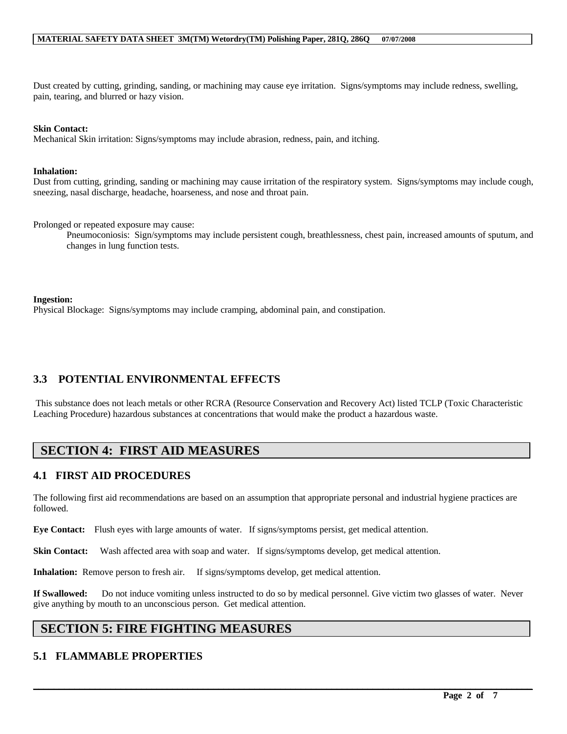Dust created by cutting, grinding, sanding, or machining may cause eye irritation. Signs/symptoms may include redness, swelling, pain, tearing, and blurred or hazy vision.

**Skin Contact:**
Mechanical Skin irritation: Signs/symptoms may include abrasion, redness, pain, and itching.

**Inhalation:**
Dust from cutting, grinding, sanding or machining may cause irritation of the respiratory system. Signs/symptoms may include cough, sneezing, nasal discharge, headache, hoarseness, and nose and throat pain.

Prolonged or repeated exposure may cause:

Pneumoconiosis: Sign/symptoms may include persistent cough, breathlessness, chest pain, increased amounts of sputum, and changes in lung function tests.

**Ingestion:**
Physical Blockage: Signs/symptoms may include cramping, abdominal pain, and constipation.

### 3.3 POTENTIAL ENVIRONMENTAL EFFECTS

This substance does not leach metals or other RCRA (Resource Conservation and Recovery Act) listed TCLP (Toxic Characteristic Leaching Procedure) hazardous substances at concentrations that would make the product a hazardous waste.

## SECTION 4: FIRST AID MEASURES

### 4.1 FIRST AID PROCEDURES

The following first aid recommendations are based on an assumption that appropriate personal and industrial hygiene practices are followed.

**Eye Contact:** Flush eyes with large amounts of water. If signs/symptoms persist, get medical attention.

**Skin Contact:** Wash affected area with soap and water. If signs/symptoms develop, get medical attention.

**Inhalation:** Remove person to fresh air. If signs/symptoms develop, get medical attention.

**If Swallowed:** Do not induce vomiting unless instructed to do so by medical personnel. Give victim two glasses of water. Never give anything by mouth to an unconscious person. Get medical attention.

## SECTION 5: FIRE FIGHTING MEASURES

### 5.1 FLAMMABLE PROPERTIES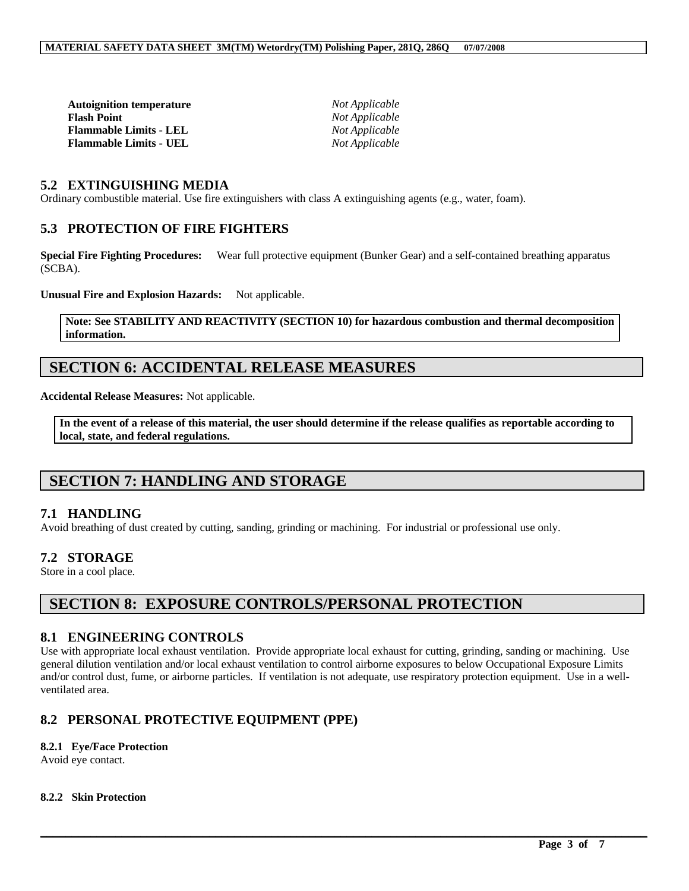| | |
|---|---|
| **Autoignition temperature** | *Not Applicable* |
| **Flash Point** | *Not Applicable* |
| **Flammable Limits - LEL** | *Not Applicable* |
| **Flammable Limits - UEL** | *Not Applicable* |

### 5.2 EXTINGUISHING MEDIA

Ordinary combustible material. Use fire extinguishers with class A extinguishing agents (e.g., water, foam).

### 5.3 PROTECTION OF FIRE FIGHTERS

**Special Fire Fighting Procedures:** Wear full protective equipment (Bunker Gear) and a self-contained breathing apparatus (SCBA).

**Unusual Fire and Explosion Hazards:** Not applicable.

**Note: See STABILITY AND REACTIVITY (SECTION 10) for hazardous combustion and thermal decomposition information.**

## SECTION 6: ACCIDENTAL RELEASE MEASURES

**Accidental Release Measures:** Not applicable.

**In the event of a release of this material, the user should determine if the release qualifies as reportable according to local, state, and federal regulations.**

## SECTION 7: HANDLING AND STORAGE

### 7.1 HANDLING

Avoid breathing of dust created by cutting, sanding, grinding or machining. For industrial or professional use only.

### 7.2 STORAGE

Store in a cool place.

## SECTION 8: EXPOSURE CONTROLS/PERSONAL PROTECTION

### 8.1 ENGINEERING CONTROLS

Use with appropriate local exhaust ventilation. Provide appropriate local exhaust for cutting, grinding, sanding or machining. Use general dilution ventilation and/or local exhaust ventilation to control airborne exposures to below Occupational Exposure Limits and/or control dust, fume, or airborne particles. If ventilation is not adequate, use respiratory protection equipment. Use in a well-ventilated area.

### 8.2 PERSONAL PROTECTIVE EQUIPMENT (PPE)

#### 8.2.1 Eye/Face Protection

Avoid eye contact.

#### 8.2.2 Skin Protection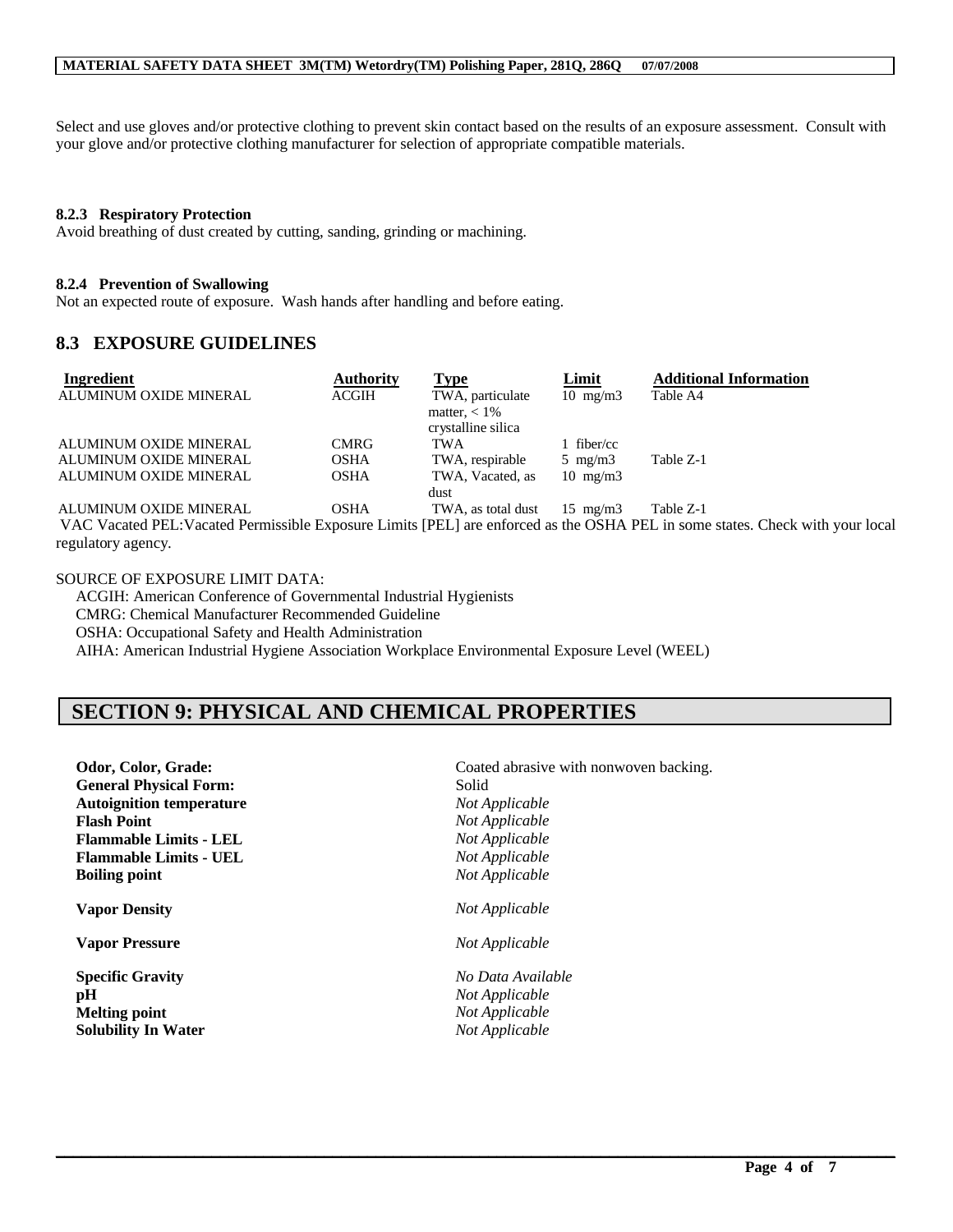Select and use gloves and/or protective clothing to prevent skin contact based on the results of an exposure assessment. Consult with your glove and/or protective clothing manufacturer for selection of appropriate compatible materials.

**8.2.3 Respiratory Protection**

Avoid breathing of dust created by cutting, sanding, grinding or machining.

**8.2.4 Prevention of Swallowing**

Not an expected route of exposure. Wash hands after handling and before eating.

## 8.3 EXPOSURE GUIDELINES

| Ingredient | Authority | Type | Limit | Additional Information |
|---|---|---|---|---|
| ALUMINUM OXIDE MINERAL | ACGIH | TWA, particulate matter, < 1% crystalline silica | 10 mg/m3 | Table A4 |
| ALUMINUM OXIDE MINERAL | CMRG | TWA | 1 fiber/cc | |
| ALUMINUM OXIDE MINERAL | OSHA | TWA, respirable | 5 mg/m3 | Table Z-1 |
| ALUMINUM OXIDE MINERAL | OSHA | TWA, Vacated, as dust | 10 mg/m3 | |
| ALUMINUM OXIDE MINERAL | OSHA | TWA, as total dust | 15 mg/m3 | Table Z-1 |

VAC Vacated PEL:Vacated Permissible Exposure Limits [PEL] are enforced as the OSHA PEL in some states. Check with your local regulatory agency.

SOURCE OF EXPOSURE LIMIT DATA:

ACGIH: American Conference of Governmental Industrial Hygienists
CMRG: Chemical Manufacturer Recommended Guideline
OSHA: Occupational Safety and Health Administration
AIHA: American Industrial Hygiene Association Workplace Environmental Exposure Level (WEEL)

# SECTION 9: PHYSICAL AND CHEMICAL PROPERTIES

| | |
|---|---|
| **Odor, Color, Grade:** | Coated abrasive with nonwoven backing. |
| **General Physical Form:** | Solid |
| **Autoignition temperature** | *Not Applicable* |
| **Flash Point** | *Not Applicable* |
| **Flammable Limits - LEL** | *Not Applicable* |
| **Flammable Limits - UEL** | *Not Applicable* |
| **Boiling point** | *Not Applicable* |
| **Vapor Density** | *Not Applicable* |
| **Vapor Pressure** | *Not Applicable* |
| **Specific Gravity** | *No Data Available* |
| **pH** | *Not Applicable* |
| **Melting point** | *Not Applicable* |
| **Solubility In Water** | *Not Applicable* |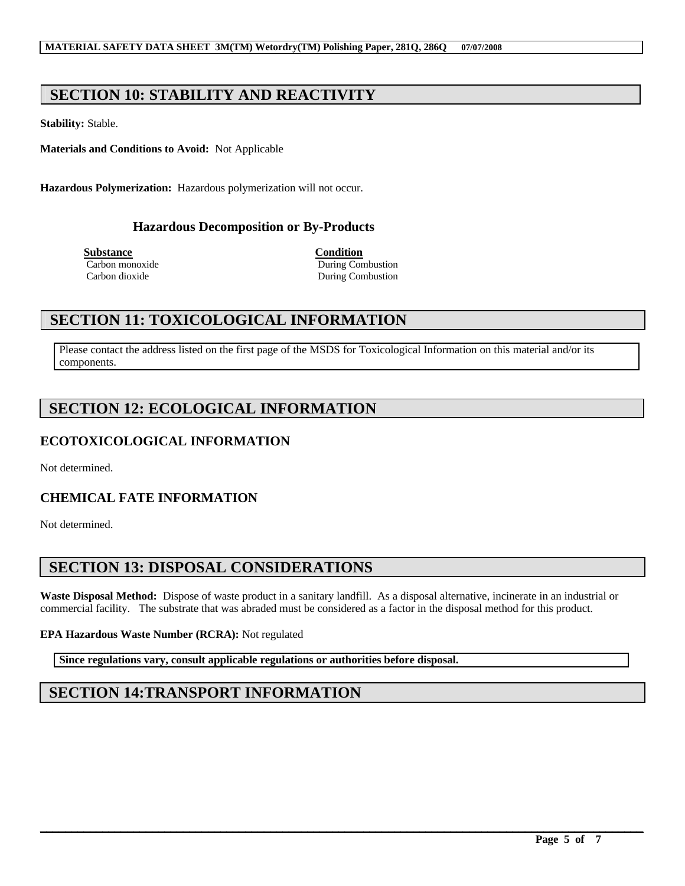## SECTION 10: STABILITY AND REACTIVITY

**Stability:** Stable.

**Materials and Conditions to Avoid:** Not Applicable

**Hazardous Polymerization:** Hazardous polymerization will not occur.

### Hazardous Decomposition or By-Products

| Substance | Condition |
| --- | --- |
| Carbon monoxide | During Combustion |
| Carbon dioxide | During Combustion |

## SECTION 11: TOXICOLOGICAL INFORMATION

Please contact the address listed on the first page of the MSDS for Toxicological Information on this material and/or its components.

## SECTION 12: ECOLOGICAL INFORMATION

### ECOTOXICOLOGICAL INFORMATION

Not determined.

### CHEMICAL FATE INFORMATION

Not determined.

## SECTION 13: DISPOSAL CONSIDERATIONS

**Waste Disposal Method:** Dispose of waste product in a sanitary landfill. As a disposal alternative, incinerate in an industrial or commercial facility. The substrate that was abraded must be considered as a factor in the disposal method for this product.

**EPA Hazardous Waste Number (RCRA):** Not regulated

**Since regulations vary, consult applicable regulations or authorities before disposal.**

## SECTION 14:TRANSPORT INFORMATION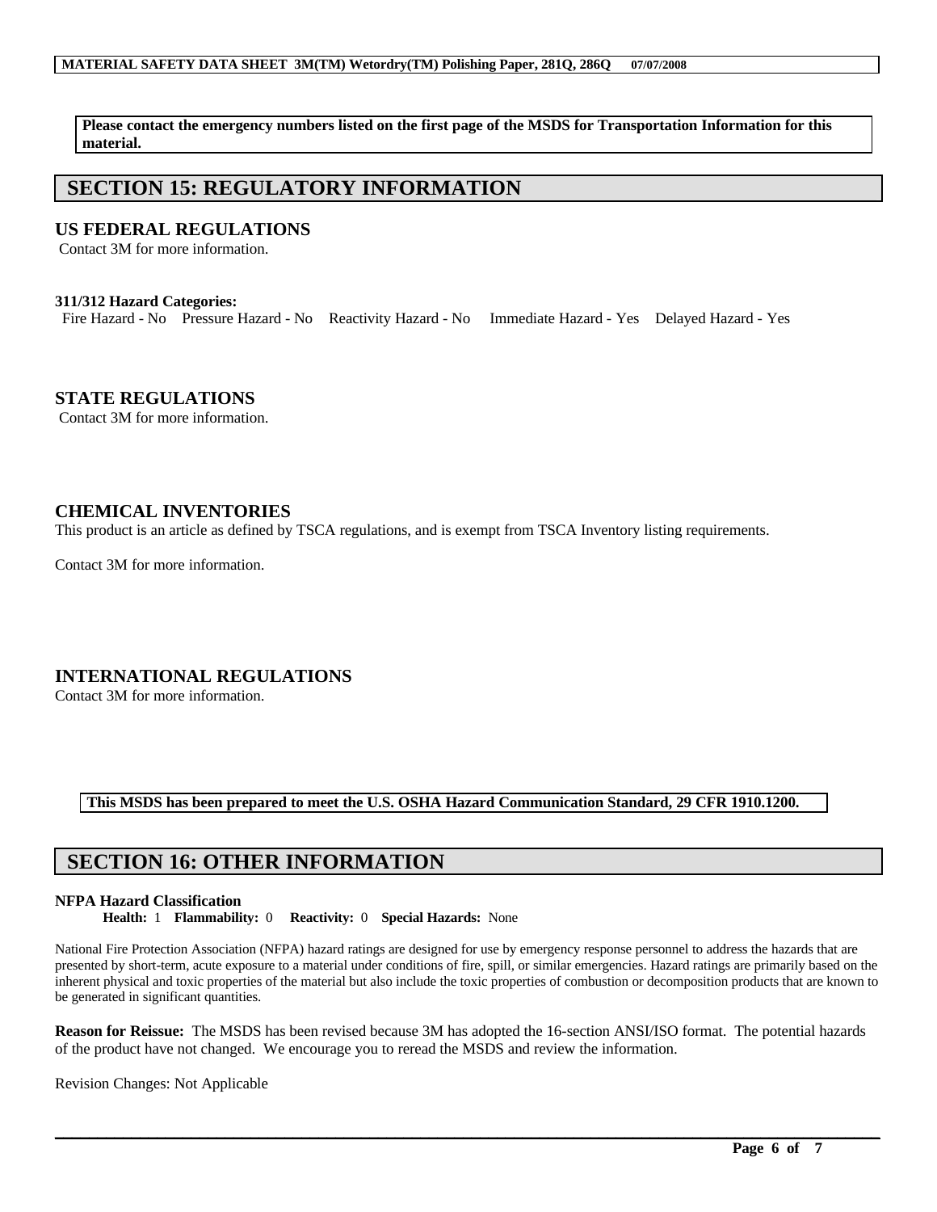**Please contact the emergency numbers listed on the first page of the MSDS for Transportation Information for this material.**

## SECTION 15: REGULATORY INFORMATION

### US FEDERAL REGULATIONS

Contact 3M for more information.

**311/312 Hazard Categories:**

Fire Hazard - No  Pressure Hazard - No  Reactivity Hazard - No  Immediate Hazard - Yes  Delayed Hazard - Yes

### STATE REGULATIONS

Contact 3M for more information.

### CHEMICAL INVENTORIES

This product is an article as defined by TSCA regulations, and is exempt from TSCA Inventory listing requirements.

Contact 3M for more information.

### INTERNATIONAL REGULATIONS

Contact 3M for more information.

**This MSDS has been prepared to meet the U.S. OSHA Hazard Communication Standard, 29 CFR 1910.1200.**

## SECTION 16: OTHER INFORMATION

**NFPA Hazard Classification**

**Health:** 1  **Flammability:** 0  **Reactivity:** 0  **Special Hazards:** None

National Fire Protection Association (NFPA) hazard ratings are designed for use by emergency response personnel to address the hazards that are presented by short-term, acute exposure to a material under conditions of fire, spill, or similar emergencies. Hazard ratings are primarily based on the inherent physical and toxic properties of the material but also include the toxic properties of combustion or decomposition products that are known to be generated in significant quantities.

**Reason for Reissue:** The MSDS has been revised because 3M has adopted the 16-section ANSI/ISO format. The potential hazards of the product have not changed. We encourage you to reread the MSDS and review the information.

Revision Changes: Not Applicable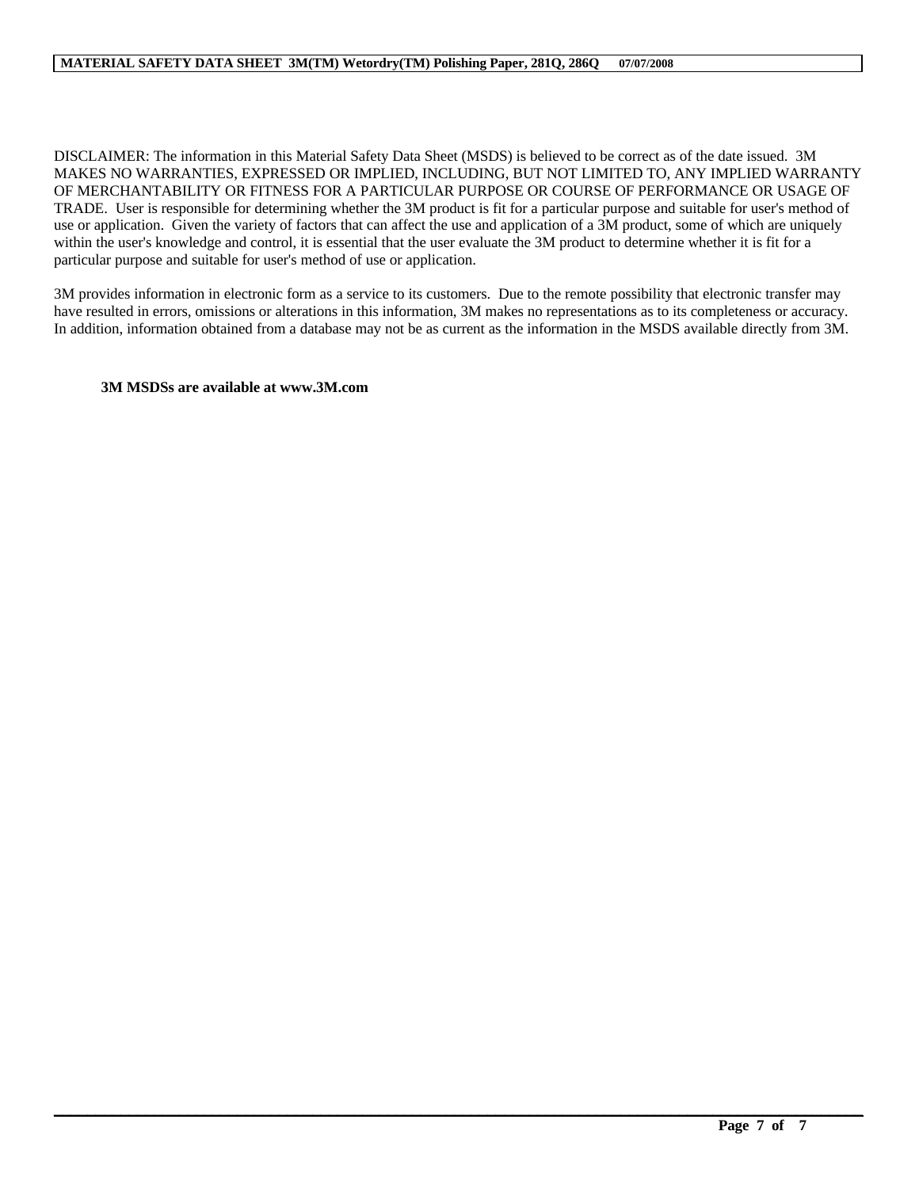DISCLAIMER: The information in this Material Safety Data Sheet (MSDS) is believed to be correct as of the date issued. 3M MAKES NO WARRANTIES, EXPRESSED OR IMPLIED, INCLUDING, BUT NOT LIMITED TO, ANY IMPLIED WARRANTY OF MERCHANTABILITY OR FITNESS FOR A PARTICULAR PURPOSE OR COURSE OF PERFORMANCE OR USAGE OF TRADE. User is responsible for determining whether the 3M product is fit for a particular purpose and suitable for user's method of use or application. Given the variety of factors that can affect the use and application of a 3M product, some of which are uniquely within the user's knowledge and control, it is essential that the user evaluate the 3M product to determine whether it is fit for a particular purpose and suitable for user's method of use or application.

3M provides information in electronic form as a service to its customers. Due to the remote possibility that electronic transfer may have resulted in errors, omissions or alterations in this information, 3M makes no representations as to its completeness or accuracy. In addition, information obtained from a database may not be as current as the information in the MSDS available directly from 3M.

**3M MSDSs are available at www.3M.com**